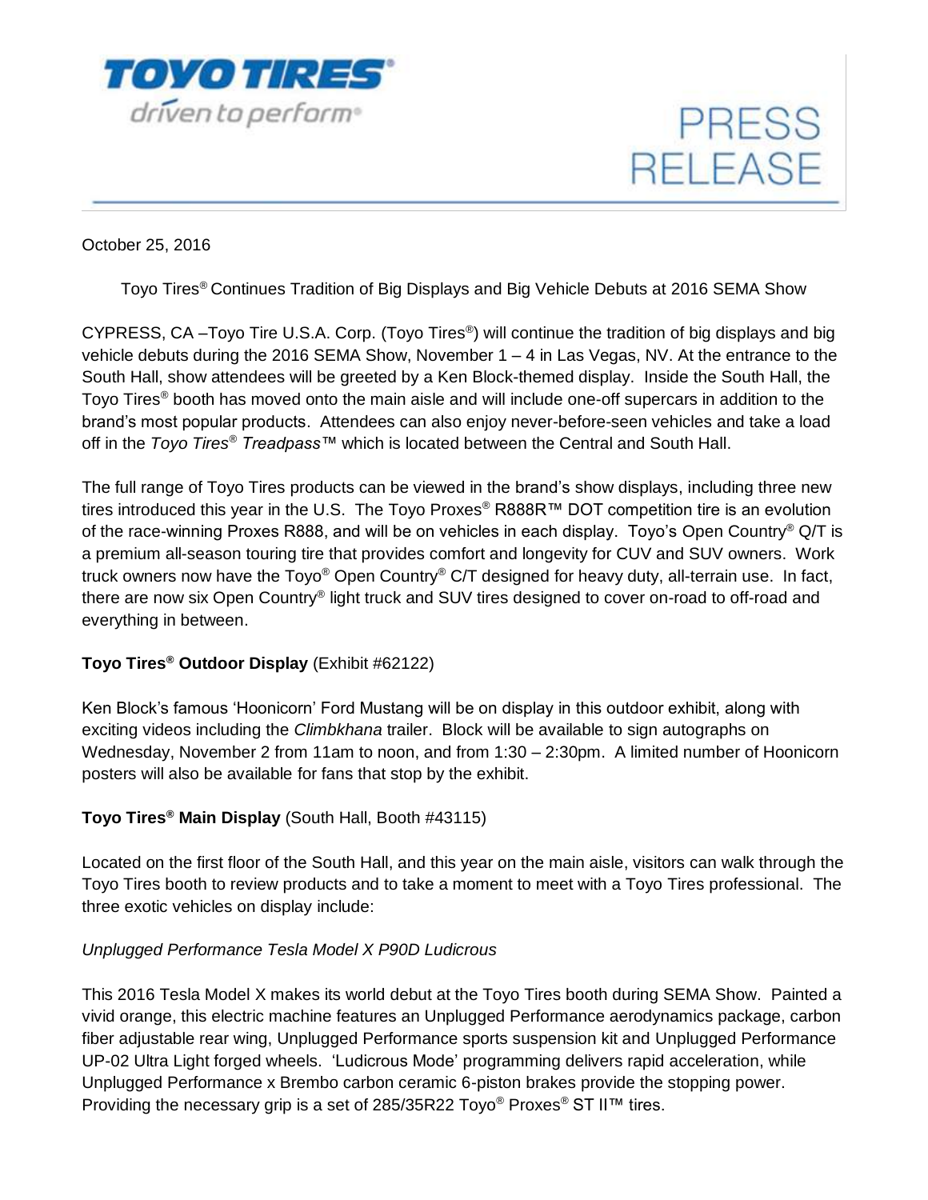**TOYO TIRES®**
*driven to perform®*

PRESS RELEASE

October 25, 2016

# Toyo Tires® Continues Tradition of Big Displays and Big Vehicle Debuts at 2016 SEMA Show

CYPRESS, CA –Toyo Tire U.S.A. Corp. (Toyo Tires®) will continue the tradition of big displays and big vehicle debuts during the 2016 SEMA Show, November 1 – 4 in Las Vegas, NV. At the entrance to the South Hall, show attendees will be greeted by a Ken Block-themed display. Inside the South Hall, the Toyo Tires® booth has moved onto the main aisle and will include one-off supercars in addition to the brand's most popular products. Attendees can also enjoy never-before-seen vehicles and take a load off in the *Toyo Tires® Treadpass™* which is located between the Central and South Hall.

The full range of Toyo Tires products can be viewed in the brand's show displays, including three new tires introduced this year in the U.S. The Toyo Proxes® R888R™ DOT competition tire is an evolution of the race-winning Proxes R888, and will be on vehicles in each display. Toyo's Open Country® Q/T is a premium all-season touring tire that provides comfort and longevity for CUV and SUV owners. Work truck owners now have the Toyo® Open Country® C/T designed for heavy duty, all-terrain use. In fact, there are now six Open Country® light truck and SUV tires designed to cover on-road to off-road and everything in between.

**Toyo Tires® Outdoor Display** (Exhibit #62122)

Ken Block's famous 'Hoonicorn' Ford Mustang will be on display in this outdoor exhibit, along with exciting videos including the *Climbkhana* trailer. Block will be available to sign autographs on Wednesday, November 2 from 11am to noon, and from 1:30 – 2:30pm. A limited number of Hoonicorn posters will also be available for fans that stop by the exhibit.

**Toyo Tires® Main Display** (South Hall, Booth #43115)

Located on the first floor of the South Hall, and this year on the main aisle, visitors can walk through the Toyo Tires booth to review products and to take a moment to meet with a Toyo Tires professional. The three exotic vehicles on display include:

*Unplugged Performance Tesla Model X P90D Ludicrous*

This 2016 Tesla Model X makes its world debut at the Toyo Tires booth during SEMA Show. Painted a vivid orange, this electric machine features an Unplugged Performance aerodynamics package, carbon fiber adjustable rear wing, Unplugged Performance sports suspension kit and Unplugged Performance UP-02 Ultra Light forged wheels. 'Ludicrous Mode' programming delivers rapid acceleration, while Unplugged Performance x Brembo carbon ceramic 6-piston brakes provide the stopping power. Providing the necessary grip is a set of 285/35R22 Toyo® Proxes® ST II™ tires.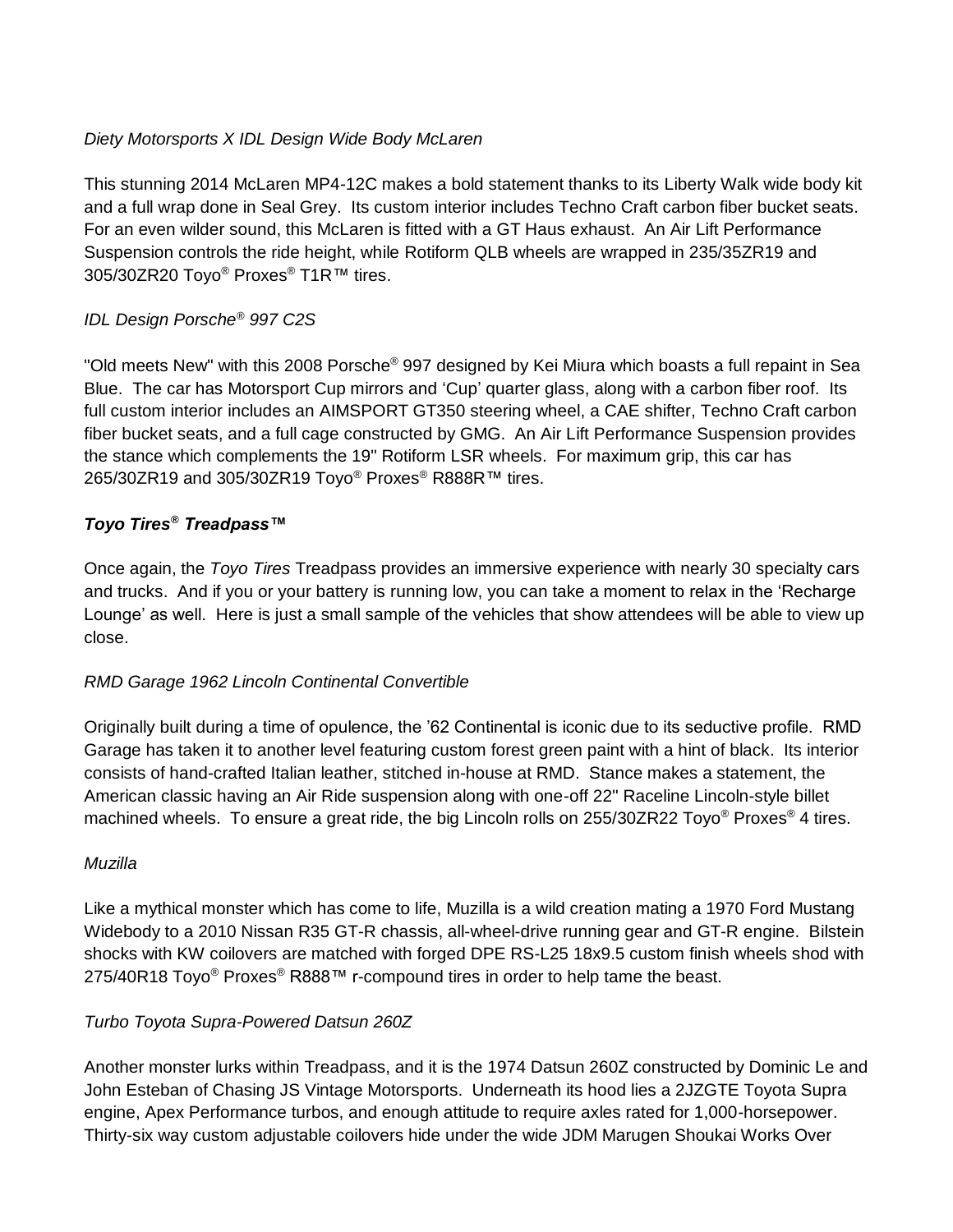*Diety Motorsports X IDL Design Wide Body McLaren*

This stunning 2014 McLaren MP4-12C makes a bold statement thanks to its Liberty Walk wide body kit and a full wrap done in Seal Grey. Its custom interior includes Techno Craft carbon fiber bucket seats. For an even wilder sound, this McLaren is fitted with a GT Haus exhaust. An Air Lift Performance Suspension controls the ride height, while Rotiform QLB wheels are wrapped in 235/35ZR19 and 305/30ZR20 Toyo® Proxes® T1R™ tires.

*IDL Design Porsche® 997 C2S*

"Old meets New" with this 2008 Porsche® 997 designed by Kei Miura which boasts a full repaint in Sea Blue. The car has Motorsport Cup mirrors and 'Cup' quarter glass, along with a carbon fiber roof. Its full custom interior includes an AIMSPORT GT350 steering wheel, a CAE shifter, Techno Craft carbon fiber bucket seats, and a full cage constructed by GMG. An Air Lift Performance Suspension provides the stance which complements the 19" Rotiform LSR wheels. For maximum grip, this car has 265/30ZR19 and 305/30ZR19 Toyo® Proxes® R888R™ tires.

***Toyo Tires® Treadpass™***

Once again, the *Toyo Tires* Treadpass provides an immersive experience with nearly 30 specialty cars and trucks. And if you or your battery is running low, you can take a moment to relax in the 'Recharge Lounge' as well. Here is just a small sample of the vehicles that show attendees will be able to view up close.

*RMD Garage 1962 Lincoln Continental Convertible*

Originally built during a time of opulence, the '62 Continental is iconic due to its seductive profile. RMD Garage has taken it to another level featuring custom forest green paint with a hint of black. Its interior consists of hand-crafted Italian leather, stitched in-house at RMD. Stance makes a statement, the American classic having an Air Ride suspension along with one-off 22" Raceline Lincoln-style billet machined wheels. To ensure a great ride, the big Lincoln rolls on 255/30ZR22 Toyo® Proxes® 4 tires.

*Muzilla*

Like a mythical monster which has come to life, Muzilla is a wild creation mating a 1970 Ford Mustang Widebody to a 2010 Nissan R35 GT-R chassis, all-wheel-drive running gear and GT-R engine. Bilstein shocks with KW coilovers are matched with forged DPE RS-L25 18x9.5 custom finish wheels shod with 275/40R18 Toyo® Proxes® R888™ r-compound tires in order to help tame the beast.

*Turbo Toyota Supra-Powered Datsun 260Z*

Another monster lurks within Treadpass, and it is the 1974 Datsun 260Z constructed by Dominic Le and John Esteban of Chasing JS Vintage Motorsports. Underneath its hood lies a 2JZGTE Toyota Supra engine, Apex Performance turbos, and enough attitude to require axles rated for 1,000-horsepower. Thirty-six way custom adjustable coilovers hide under the wide JDM Marugen Shoukai Works Over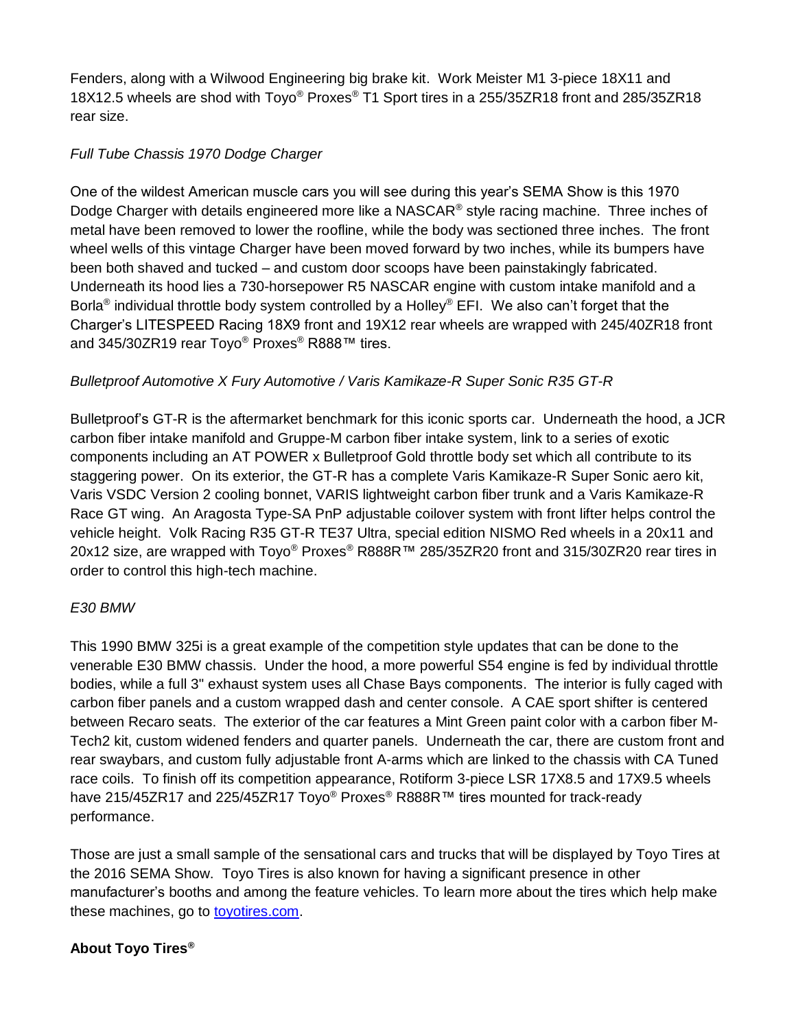Fenders, along with a Wilwood Engineering big brake kit. Work Meister M1 3-piece 18X11 and 18X12.5 wheels are shod with Toyo® Proxes® T1 Sport tires in a 255/35ZR18 front and 285/35ZR18 rear size.

*Full Tube Chassis 1970 Dodge Charger*

One of the wildest American muscle cars you will see during this year's SEMA Show is this 1970 Dodge Charger with details engineered more like a NASCAR® style racing machine. Three inches of metal have been removed to lower the roofline, while the body was sectioned three inches. The front wheel wells of this vintage Charger have been moved forward by two inches, while its bumpers have been both shaved and tucked – and custom door scoops have been painstakingly fabricated. Underneath its hood lies a 730-horsepower R5 NASCAR engine with custom intake manifold and a Borla® individual throttle body system controlled by a Holley® EFI. We also can't forget that the Charger's LITESPEED Racing 18X9 front and 19X12 rear wheels are wrapped with 245/40ZR18 front and 345/30ZR19 rear Toyo® Proxes® R888™ tires.

*Bulletproof Automotive X Fury Automotive / Varis Kamikaze-R Super Sonic R35 GT-R*

Bulletproof's GT-R is the aftermarket benchmark for this iconic sports car. Underneath the hood, a JCR carbon fiber intake manifold and Gruppe-M carbon fiber intake system, link to a series of exotic components including an AT POWER x Bulletproof Gold throttle body set which all contribute to its staggering power. On its exterior, the GT-R has a complete Varis Kamikaze-R Super Sonic aero kit, Varis VSDC Version 2 cooling bonnet, VARIS lightweight carbon fiber trunk and a Varis Kamikaze-R Race GT wing. An Aragosta Type-SA PnP adjustable coilover system with front lifter helps control the vehicle height. Volk Racing R35 GT-R TE37 Ultra, special edition NISMO Red wheels in a 20x11 and 20x12 size, are wrapped with Toyo® Proxes® R888R™ 285/35ZR20 front and 315/30ZR20 rear tires in order to control this high-tech machine.

*E30 BMW*

This 1990 BMW 325i is a great example of the competition style updates that can be done to the venerable E30 BMW chassis. Under the hood, a more powerful S54 engine is fed by individual throttle bodies, while a full 3" exhaust system uses all Chase Bays components. The interior is fully caged with carbon fiber panels and a custom wrapped dash and center console. A CAE sport shifter is centered between Recaro seats. The exterior of the car features a Mint Green paint color with a carbon fiber M-Tech2 kit, custom widened fenders and quarter panels. Underneath the car, there are custom front and rear swaybars, and custom fully adjustable front A-arms which are linked to the chassis with CA Tuned race coils. To finish off its competition appearance, Rotiform 3-piece LSR 17X8.5 and 17X9.5 wheels have 215/45ZR17 and 225/45ZR17 Toyo® Proxes® R888R™ tires mounted for track-ready performance.

Those are just a small sample of the sensational cars and trucks that will be displayed by Toyo Tires at the 2016 SEMA Show. Toyo Tires is also known for having a significant presence in other manufacturer's booths and among the feature vehicles. To learn more about the tires which help make these machines, go to [toyotires.com](toyotires.com).

**About Toyo Tires®**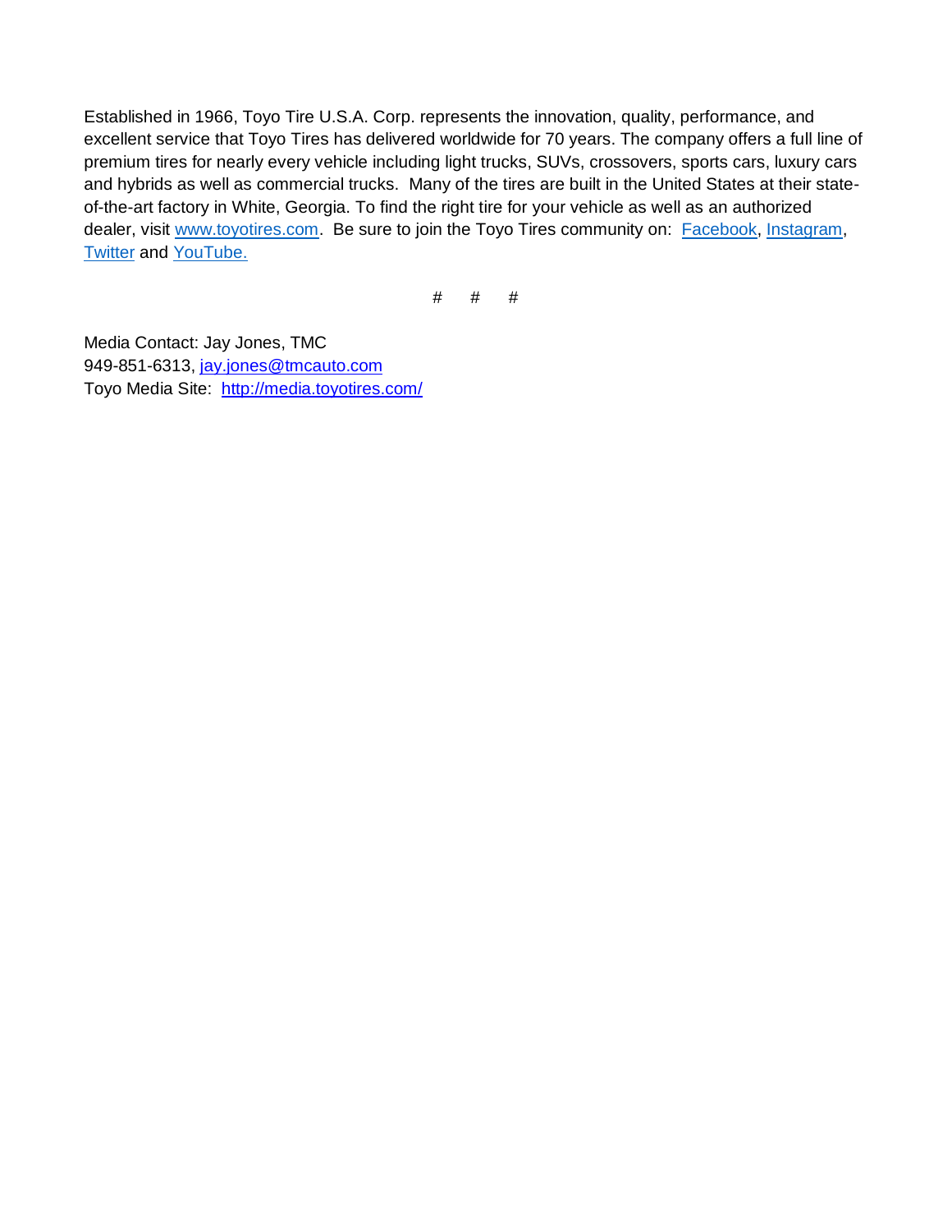Established in 1966, Toyo Tire U.S.A. Corp. represents the innovation, quality, performance, and excellent service that Toyo Tires has delivered worldwide for 70 years. The company offers a full line of premium tires for nearly every vehicle including light trucks, SUVs, crossovers, sports cars, luxury cars and hybrids as well as commercial trucks. Many of the tires are built in the United States at their state-of-the-art factory in White, Georgia. To find the right tire for your vehicle as well as an authorized dealer, visit [www.toyotires.com](http://www.toyotires.com). Be sure to join the Toyo Tires community on: Facebook, Instagram, Twitter and YouTube.

\# # #

Media Contact: Jay Jones, TMC
949-851-6313, [jay.jones@tmcauto.com](mailto:jay.jones@tmcauto.com)
Toyo Media Site: [http://media.toyotires.com/](http://media.toyotires.com/)